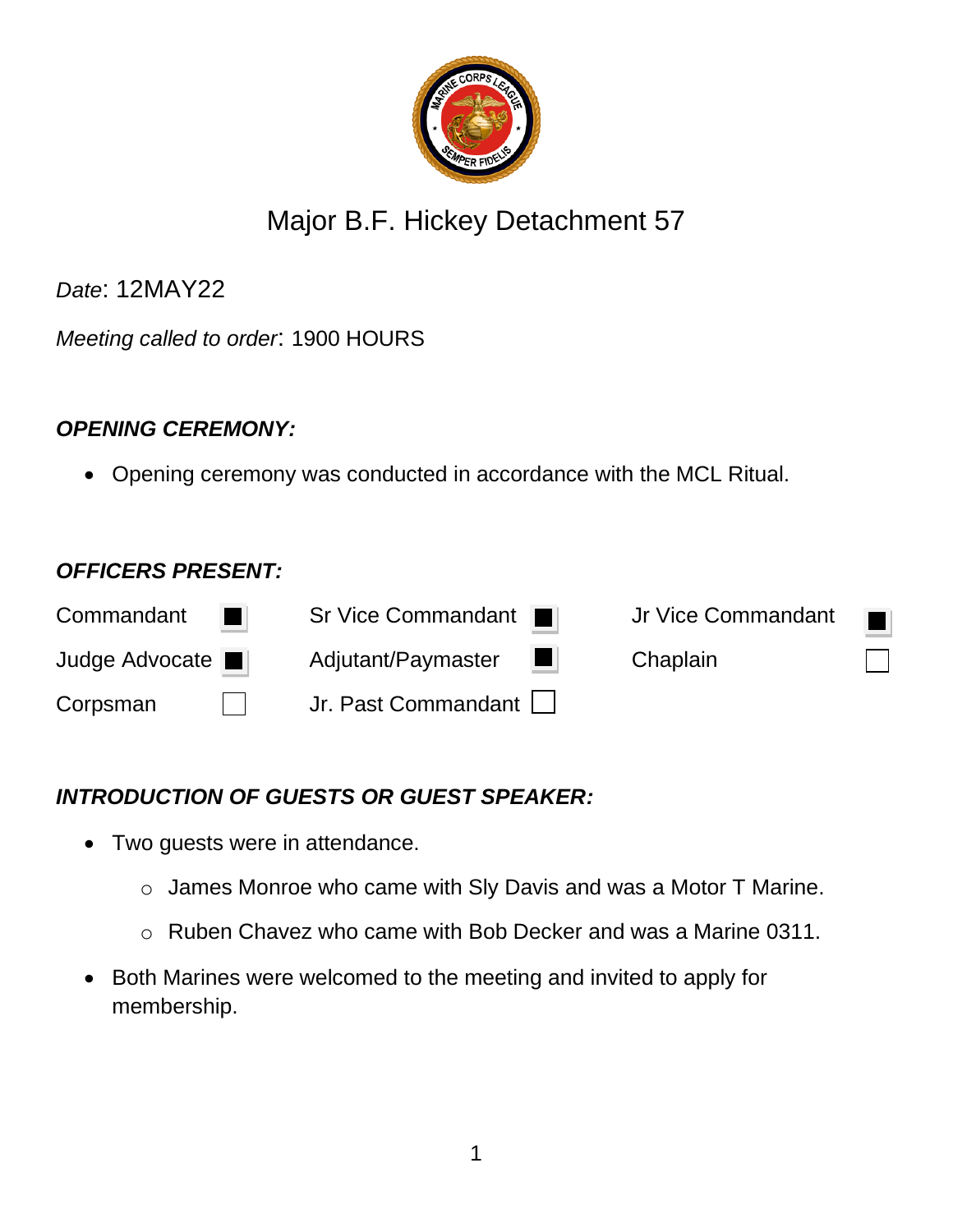# Major B.F. Hickey Detachment 57

*Date*: 12MAY22

*Meeting called to order*: 1900 HOURS

### *OPENING CEREMONY:*

- Opening ceremony was conducted in accordance with the MCL Ritual.

### *OFFICERS PRESENT:*

| | | | | | |
|---|---|---|---|---|---|
| Commandant | ■ | Sr Vice Commandant | ■ | Jr Vice Commandant | ■ |
| Judge Advocate | ■ | Adjutant/Paymaster | ■ | Chaplain | ☐ |
| Corpsman | ☐ | Jr. Past Commandant | ☐ | | |

### *INTRODUCTION OF GUESTS OR GUEST SPEAKER:*

- Two guests were in attendance.
  - James Monroe who came with Sly Davis and was a Motor T Marine.
  - Ruben Chavez who came with Bob Decker and was a Marine 0311.
- Both Marines were welcomed to the meeting and invited to apply for membership.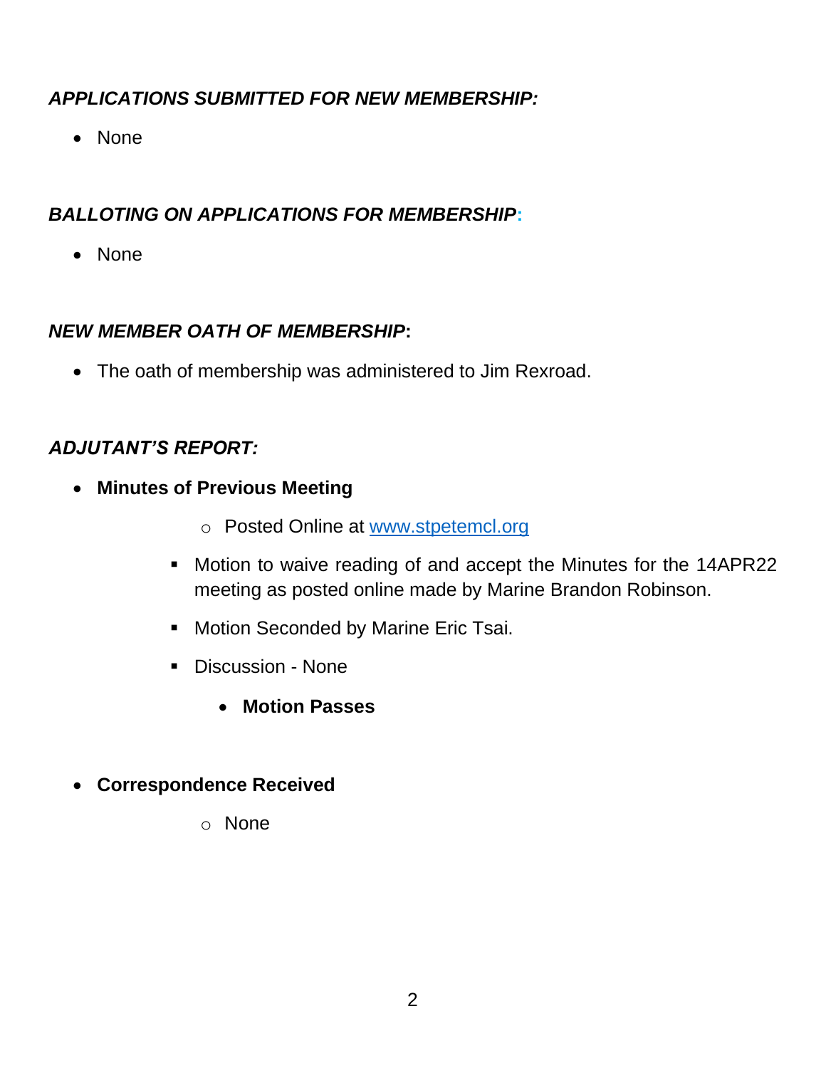***APPLICATIONS SUBMITTED FOR NEW MEMBERSHIP:***

- None

***BALLOTING ON APPLICATIONS FOR MEMBERSHIP:***

- None

***NEW MEMBER OATH OF MEMBERSHIP:***

- The oath of membership was administered to Jim Rexroad.

***ADJUTANT'S REPORT:***

- **Minutes of Previous Meeting**
    - Posted Online at [www.stpetemcl.org](http://www.stpetemcl.org)
        - Motion to waive reading of and accept the Minutes for the 14APR22 meeting as posted online made by Marine Brandon Robinson.
        - Motion Seconded by Marine Eric Tsai.
        - Discussion - None
            - **Motion Passes**

- **Correspondence Received**
    - None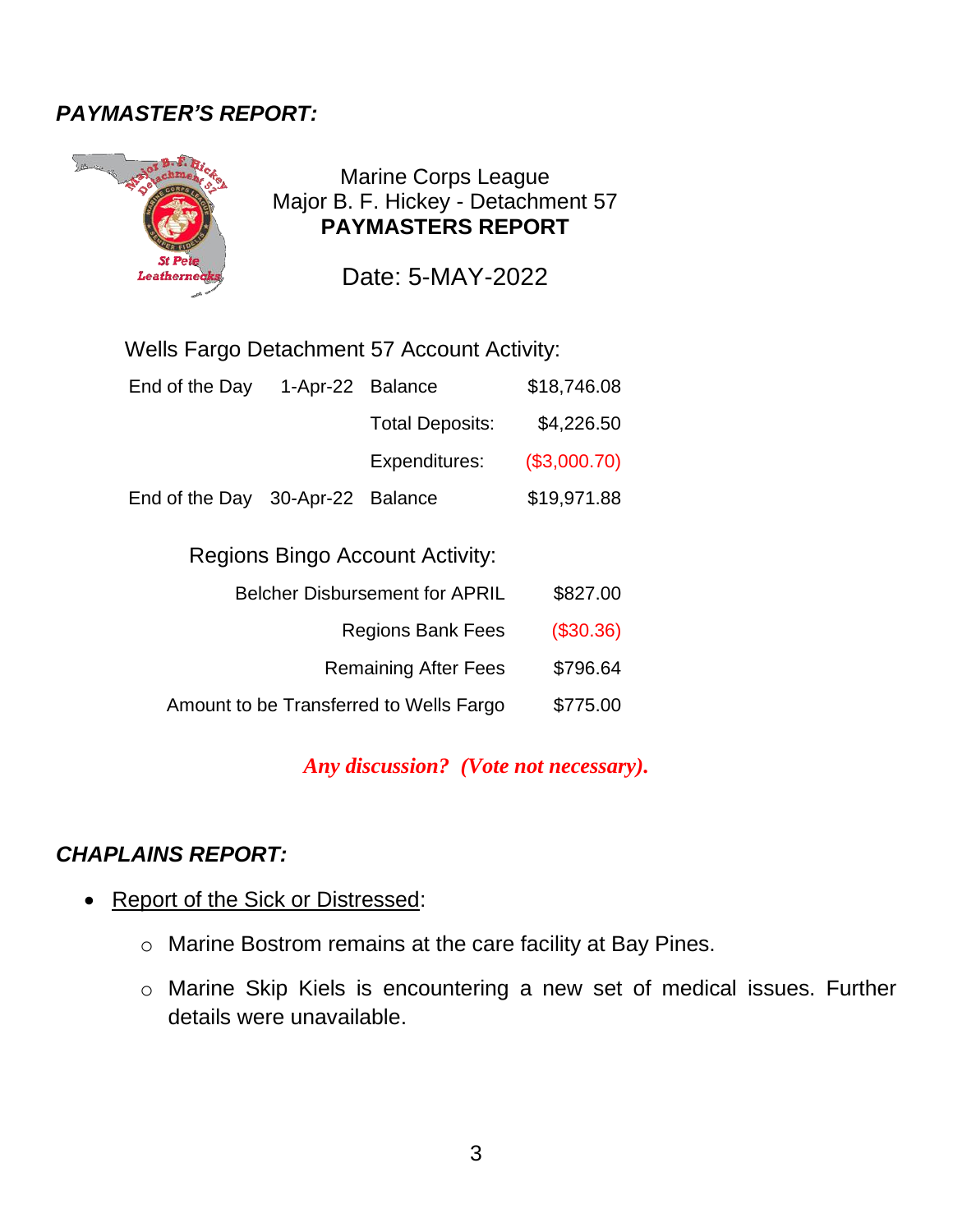### *PAYMASTER'S REPORT:*

Marine Corps League
Major B. F. Hickey - Detachment 57
**PAYMASTERS REPORT**

Date: 5-MAY-2022

Wells Fargo Detachment 57 Account Activity:

| | | | |
|---|---|---|---|
| End of the Day | 1-Apr-22 | Balance | $18,746.08 |
| | | Total Deposits: | $4,226.50 |
| | | Expenditures: | ($3,000.70) |
| End of the Day | 30-Apr-22 | Balance | $19,971.88 |

Regions Bingo Account Activity:

| | |
|---|---|
| Belcher Disbursement for APRIL | $827.00 |
| Regions Bank Fees | ($30.36) |
| Remaining After Fees | $796.64 |
| Amount to be Transferred to Wells Fargo | $775.00 |

***Any discussion? (Vote not necessary).***

### *CHAPLAINS REPORT:*

- Report of the Sick or Distressed:
  - Marine Bostrom remains at the care facility at Bay Pines.
  - Marine Skip Kiels is encountering a new set of medical issues. Further details were unavailable.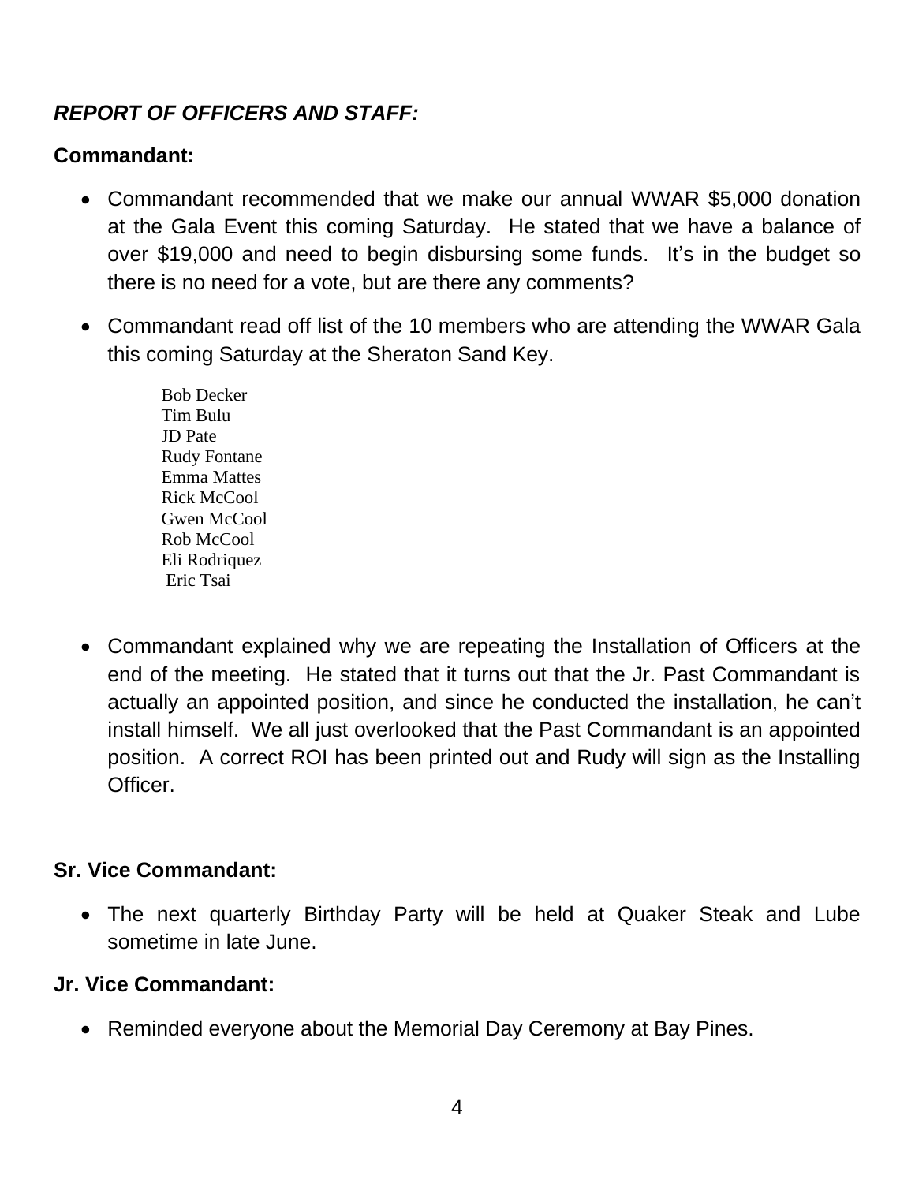***REPORT OF OFFICERS AND STAFF:***

**Commandant:**

- Commandant recommended that we make our annual WWAR $5,000 donation at the Gala Event this coming Saturday. He stated that we have a balance of over $19,000 and need to begin disbursing some funds. It's in the budget so there is no need for a vote, but are there any comments?

- Commandant read off list of the 10 members who are attending the WWAR Gala this coming Saturday at the Sheraton Sand Key.

  Bob Decker
  Tim Bulu
  JD Pate
  Rudy Fontane
  Emma Mattes
  Rick McCool
  Gwen McCool
  Rob McCool
  Eli Rodriquez
  Eric Tsai

- Commandant explained why we are repeating the Installation of Officers at the end of the meeting. He stated that it turns out that the Jr. Past Commandant is actually an appointed position, and since he conducted the installation, he can't install himself. We all just overlooked that the Past Commandant is an appointed position. A correct ROI has been printed out and Rudy will sign as the Installing Officer.

**Sr. Vice Commandant:**

- The next quarterly Birthday Party will be held at Quaker Steak and Lube sometime in late June.

**Jr. Vice Commandant:**

- Reminded everyone about the Memorial Day Ceremony at Bay Pines.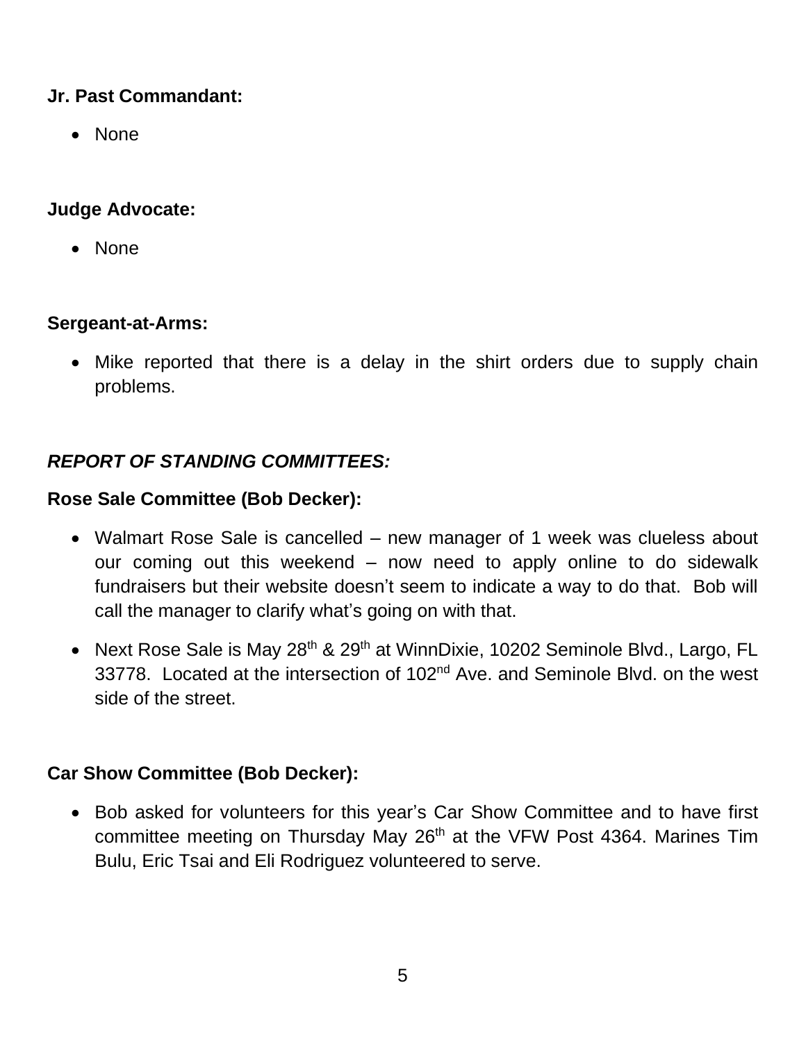**Jr. Past Commandant:**

- None

**Judge Advocate:**

- None

**Sergeant-at-Arms:**

- Mike reported that there is a delay in the shirt orders due to supply chain problems.

***REPORT OF STANDING COMMITTEES:***

**Rose Sale Committee (Bob Decker):**

- Walmart Rose Sale is cancelled – new manager of 1 week was clueless about our coming out this weekend – now need to apply online to do sidewalk fundraisers but their website doesn't seem to indicate a way to do that. Bob will call the manager to clarify what's going on with that.
- Next Rose Sale is May 28th & 29th at WinnDixie, 10202 Seminole Blvd., Largo, FL 33778. Located at the intersection of 102nd Ave. and Seminole Blvd. on the west side of the street.

**Car Show Committee (Bob Decker):**

- Bob asked for volunteers for this year's Car Show Committee and to have first committee meeting on Thursday May 26th at the VFW Post 4364. Marines Tim Bulu, Eric Tsai and Eli Rodriguez volunteered to serve.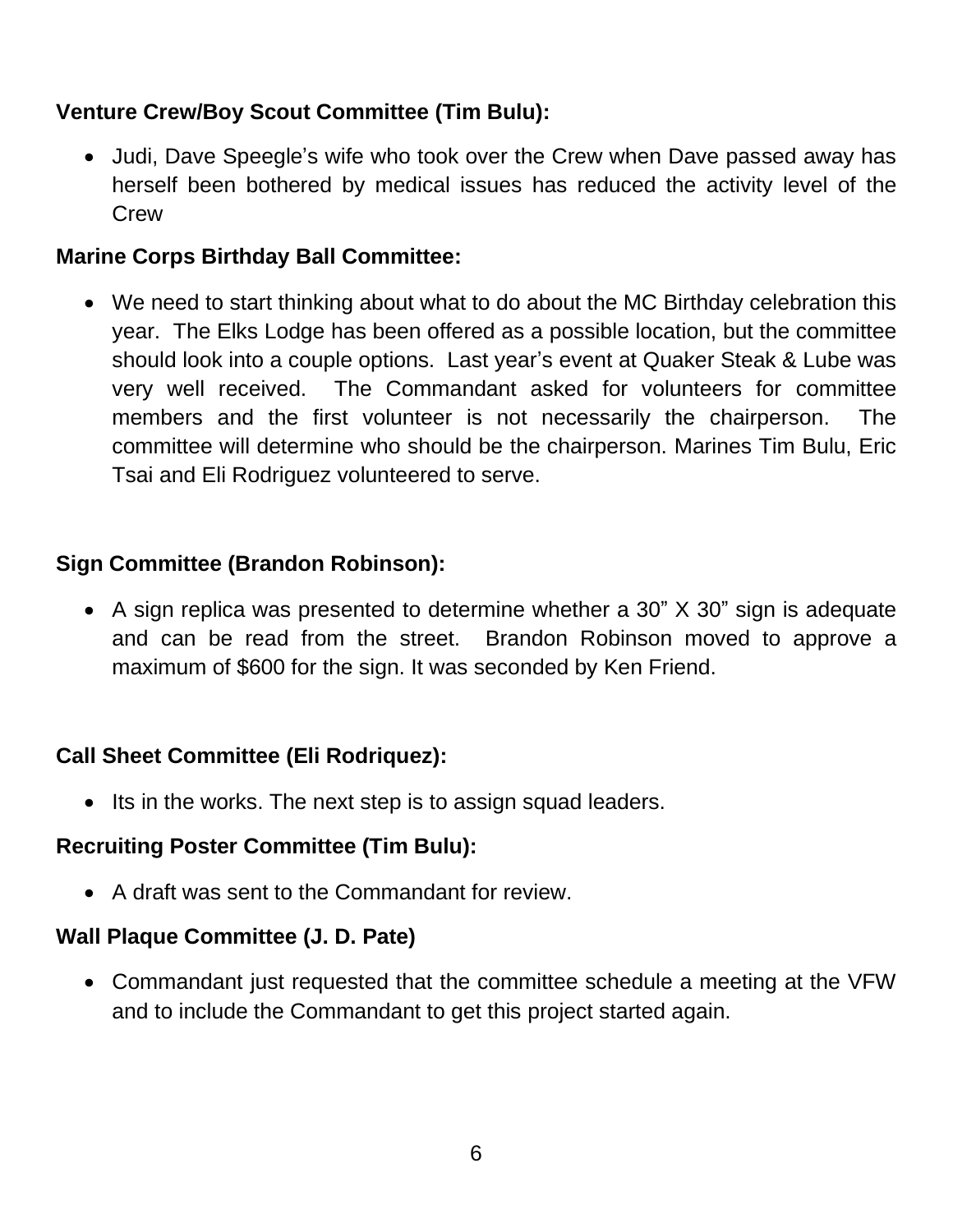**Venture Crew/Boy Scout Committee (Tim Bulu):**

- Judi, Dave Speegle's wife who took over the Crew when Dave passed away has herself been bothered by medical issues has reduced the activity level of the Crew

**Marine Corps Birthday Ball Committee:**

- We need to start thinking about what to do about the MC Birthday celebration this year. The Elks Lodge has been offered as a possible location, but the committee should look into a couple options. Last year's event at Quaker Steak & Lube was very well received. The Commandant asked for volunteers for committee members and the first volunteer is not necessarily the chairperson. The committee will determine who should be the chairperson. Marines Tim Bulu, Eric Tsai and Eli Rodriguez volunteered to serve.

**Sign Committee (Brandon Robinson):**

- A sign replica was presented to determine whether a 30" X 30" sign is adequate and can be read from the street. Brandon Robinson moved to approve a maximum of $600 for the sign. It was seconded by Ken Friend.

**Call Sheet Committee (Eli Rodriquez):**

- Its in the works. The next step is to assign squad leaders.

**Recruiting Poster Committee (Tim Bulu):**

- A draft was sent to the Commandant for review.

**Wall Plaque Committee (J. D. Pate)**

- Commandant just requested that the committee schedule a meeting at the VFW and to include the Commandant to get this project started again.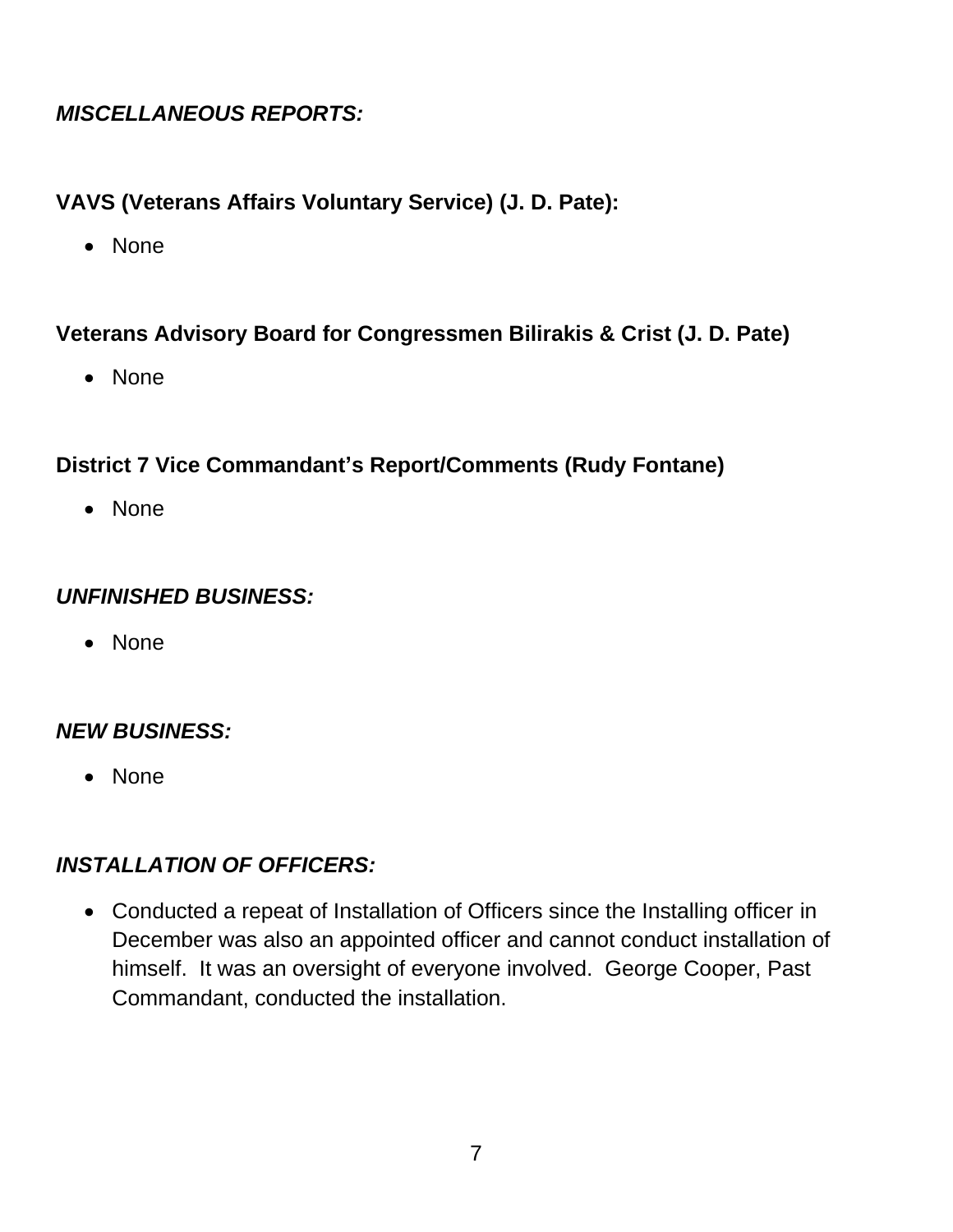***MISCELLANEOUS REPORTS:***

**VAVS (Veterans Affairs Voluntary Service) (J. D. Pate):**

- None

**Veterans Advisory Board for Congressmen Bilirakis & Crist (J. D. Pate)**

- None

**District 7 Vice Commandant's Report/Comments (Rudy Fontane)**

- None

***UNFINISHED BUSINESS:***

- None

***NEW BUSINESS:***

- None

***INSTALLATION OF OFFICERS:***

- Conducted a repeat of Installation of Officers since the Installing officer in December was also an appointed officer and cannot conduct installation of himself. It was an oversight of everyone involved. George Cooper, Past Commandant, conducted the installation.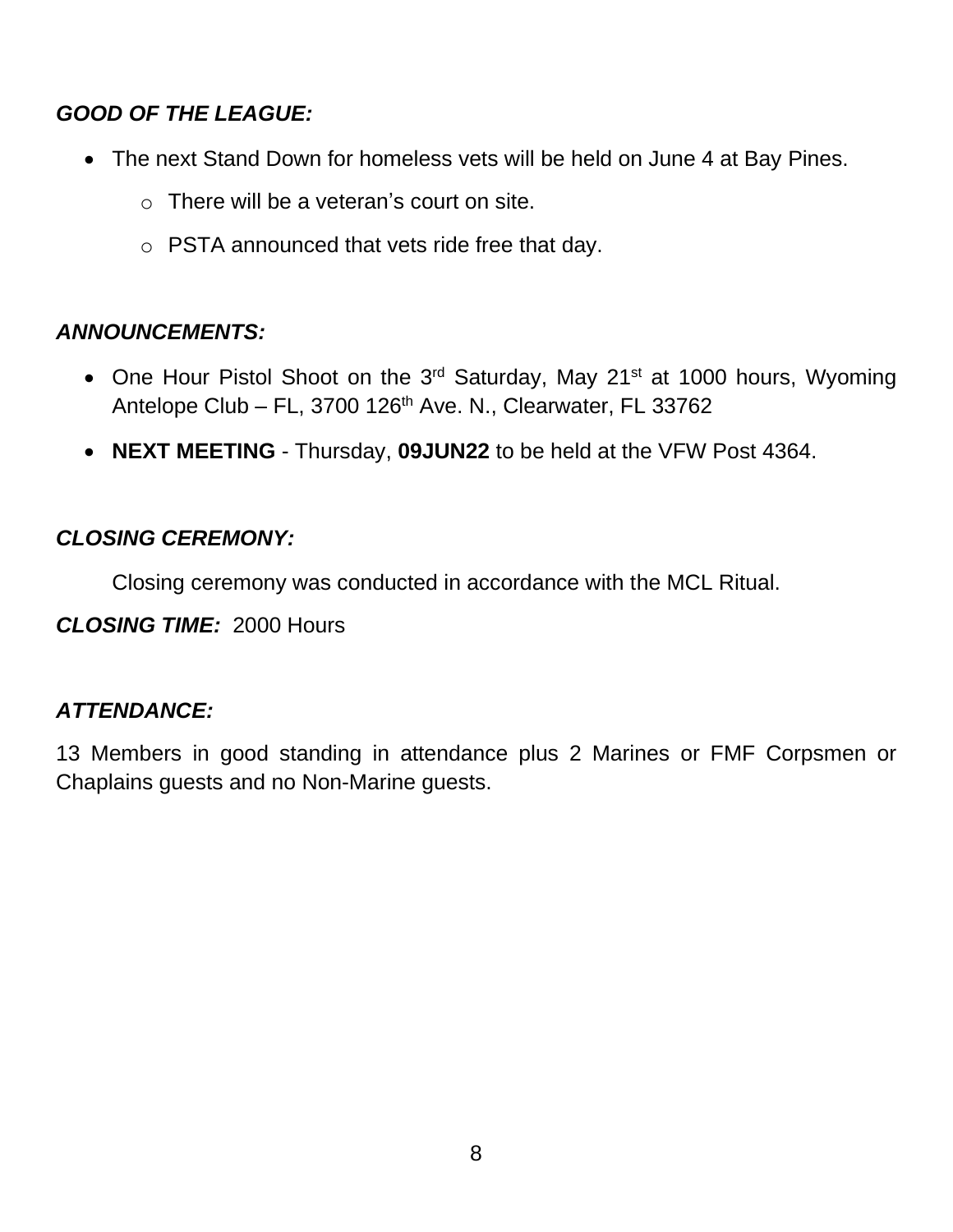***GOOD OF THE LEAGUE:***

- The next Stand Down for homeless vets will be held on June 4 at Bay Pines.
  - There will be a veteran's court on site.
  - PSTA announced that vets ride free that day.

***ANNOUNCEMENTS:***

- One Hour Pistol Shoot on the 3rd Saturday, May 21st at 1000 hours, Wyoming Antelope Club – FL, 3700 126th Ave. N., Clearwater, FL 33762
- **NEXT MEETING** - Thursday, **09JUN22** to be held at the VFW Post 4364.

***CLOSING CEREMONY:***

Closing ceremony was conducted in accordance with the MCL Ritual.

***CLOSING TIME:*** 2000 Hours

***ATTENDANCE:***

13 Members in good standing in attendance plus 2 Marines or FMF Corpsmen or Chaplains guests and no Non-Marine guests.